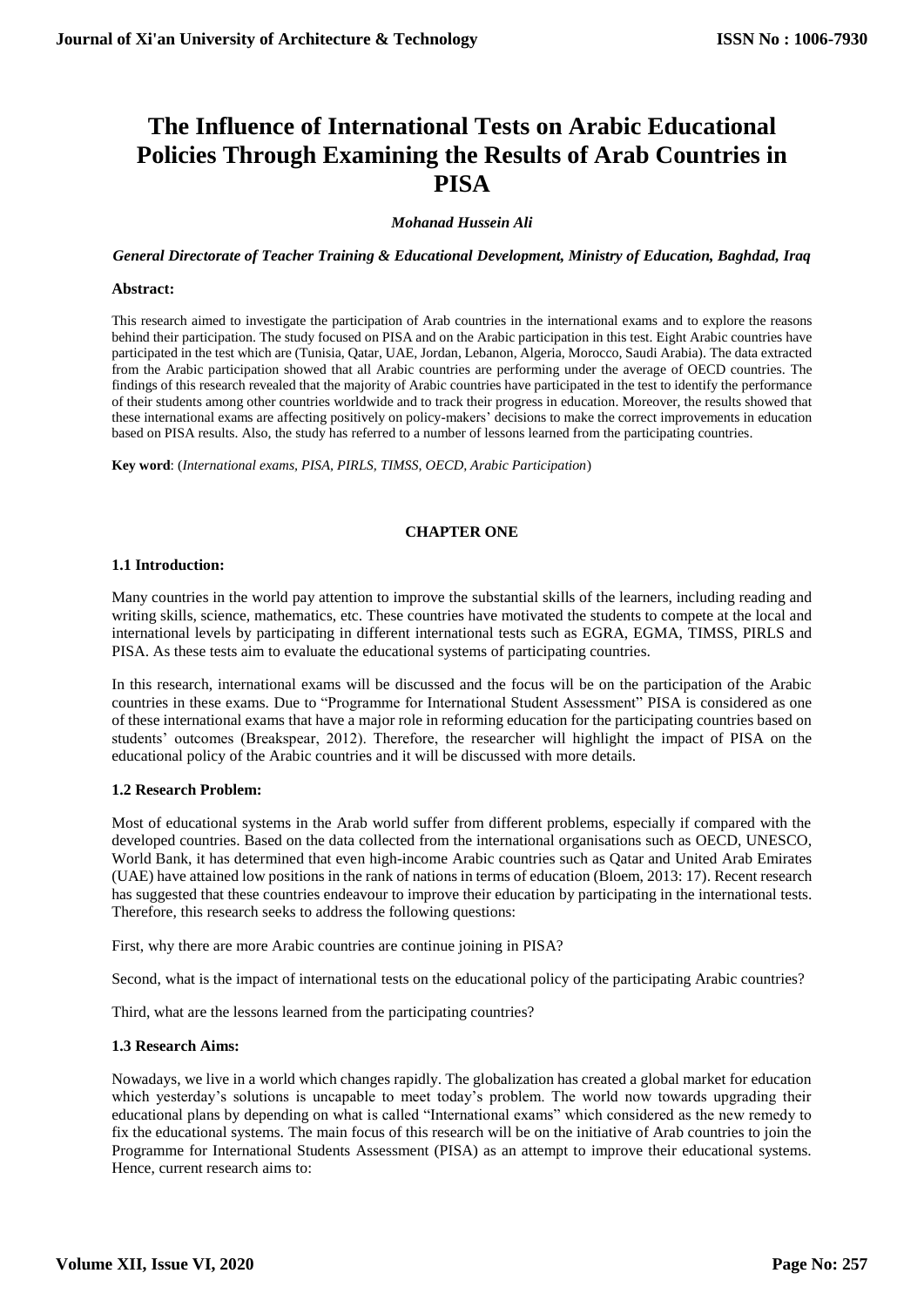# The Influence of International Tests on Arabic Educational Policies Through Examining the Results of Arab Countries in PISA

***Mohanad Hussein Ali***

***General Directorate of Teacher Training & Educational Development, Ministry of Education, Baghdad, Iraq***

**Abstract:**

This research aimed to investigate the participation of Arab countries in the international exams and to explore the reasons behind their participation. The study focused on PISA and on the Arabic participation in this test. Eight Arabic countries have participated in the test which are (Tunisia, Qatar, UAE, Jordan, Lebanon, Algeria, Morocco, Saudi Arabia). The data extracted from the Arabic participation showed that all Arabic countries are performing under the average of OECD countries. The findings of this research revealed that the majority of Arabic countries have participated in the test to identify the performance of their students among other countries worldwide and to track their progress in education. Moreover, the results showed that these international exams are affecting positively on policy-makers' decisions to make the correct improvements in education based on PISA results. Also, the study has referred to a number of lessons learned from the participating countries.

**Key word**: (*International exams, PISA, PIRLS, TIMSS, OECD, Arabic Participation*)

## CHAPTER ONE

### 1.1 Introduction:

Many countries in the world pay attention to improve the substantial skills of the learners, including reading and writing skills, science, mathematics, etc. These countries have motivated the students to compete at the local and international levels by participating in different international tests such as EGRA, EGMA, TIMSS, PIRLS and PISA. As these tests aim to evaluate the educational systems of participating countries.

In this research, international exams will be discussed and the focus will be on the participation of the Arabic countries in these exams. Due to "Programme for International Student Assessment" PISA is considered as one of these international exams that have a major role in reforming education for the participating countries based on students' outcomes (Breakspear, 2012). Therefore, the researcher will highlight the impact of PISA on the educational policy of the Arabic countries and it will be discussed with more details.

### 1.2 Research Problem:

Most of educational systems in the Arab world suffer from different problems, especially if compared with the developed countries. Based on the data collected from the international organisations such as OECD, UNESCO, World Bank, it has determined that even high-income Arabic countries such as Qatar and United Arab Emirates (UAE) have attained low positions in the rank of nations in terms of education (Bloem, 2013: 17). Recent research has suggested that these countries endeavour to improve their education by participating in the international tests. Therefore, this research seeks to address the following questions:

First, why there are more Arabic countries are continue joining in PISA?

Second, what is the impact of international tests on the educational policy of the participating Arabic countries?

Third, what are the lessons learned from the participating countries?

### 1.3 Research Aims:

Nowadays, we live in a world which changes rapidly. The globalization has created a global market for education which yesterday's solutions is uncapable to meet today's problem. The world now towards upgrading their educational plans by depending on what is called "International exams" which considered as the new remedy to fix the educational systems. The main focus of this research will be on the initiative of Arab countries to join the Programme for International Students Assessment (PISA) as an attempt to improve their educational systems. Hence, current research aims to: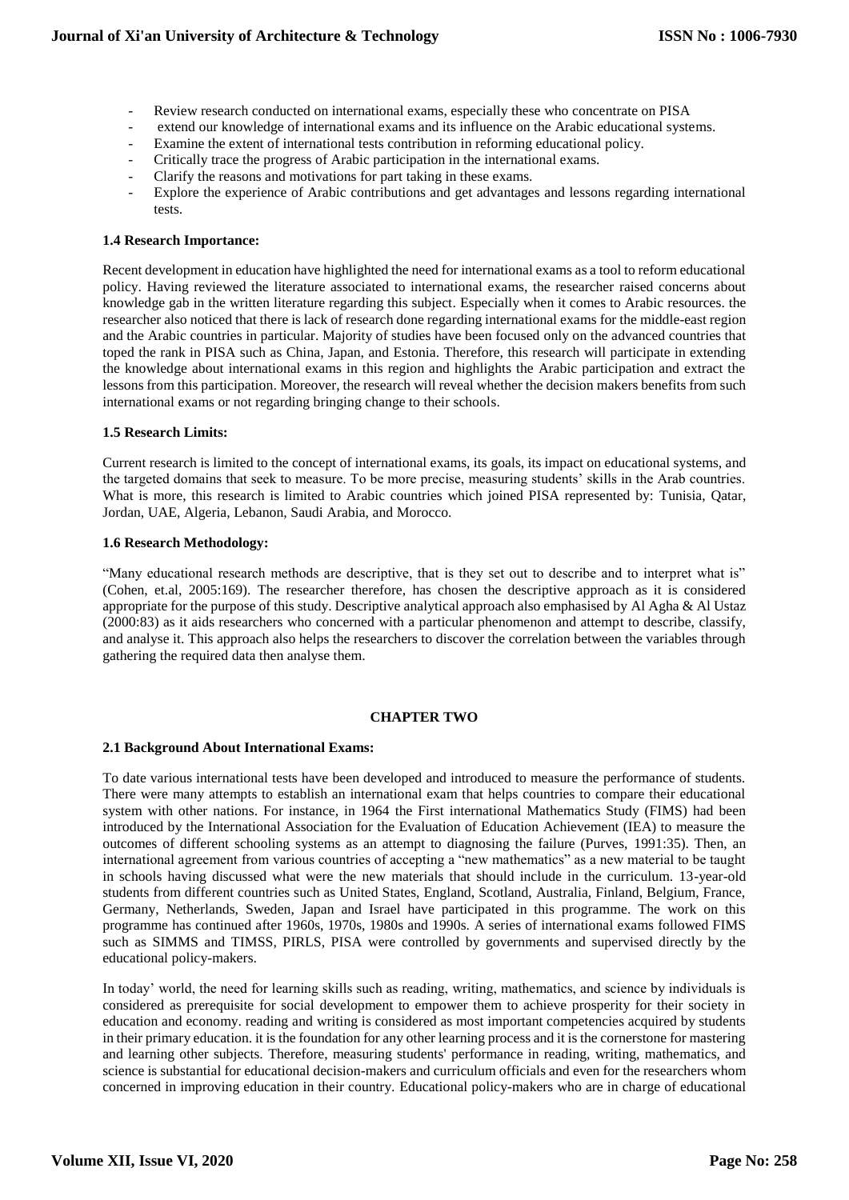- Review research conducted on international exams, especially these who concentrate on PISA
- extend our knowledge of international exams and its influence on the Arabic educational systems.
- Examine the extent of international tests contribution in reforming educational policy.
- Critically trace the progress of Arabic participation in the international exams.
- Clarify the reasons and motivations for part taking in these exams.
- Explore the experience of Arabic contributions and get advantages and lessons regarding international tests.

**1.4 Research Importance:**

Recent development in education have highlighted the need for international exams as a tool to reform educational policy. Having reviewed the literature associated to international exams, the researcher raised concerns about knowledge gab in the written literature regarding this subject. Especially when it comes to Arabic resources. the researcher also noticed that there is lack of research done regarding international exams for the middle-east region and the Arabic countries in particular. Majority of studies have been focused only on the advanced countries that toped the rank in PISA such as China, Japan, and Estonia. Therefore, this research will participate in extending the knowledge about international exams in this region and highlights the Arabic participation and extract the lessons from this participation. Moreover, the research will reveal whether the decision makers benefits from such international exams or not regarding bringing change to their schools.

**1.5 Research Limits:**

Current research is limited to the concept of international exams, its goals, its impact on educational systems, and the targeted domains that seek to measure. To be more precise, measuring students' skills in the Arab countries. What is more, this research is limited to Arabic countries which joined PISA represented by: Tunisia, Qatar, Jordan, UAE, Algeria, Lebanon, Saudi Arabia, and Morocco.

**1.6 Research Methodology:**

"Many educational research methods are descriptive, that is they set out to describe and to interpret what is" (Cohen, et.al, 2005:169). The researcher therefore, has chosen the descriptive approach as it is considered appropriate for the purpose of this study. Descriptive analytical approach also emphasised by Al Agha & Al Ustaz (2000:83) as it aids researchers who concerned with a particular phenomenon and attempt to describe, classify, and analyse it. This approach also helps the researchers to discover the correlation between the variables through gathering the required data then analyse them.

## CHAPTER TWO

**2.1 Background About International Exams:**

To date various international tests have been developed and introduced to measure the performance of students. There were many attempts to establish an international exam that helps countries to compare their educational system with other nations. For instance, in 1964 the First international Mathematics Study (FIMS) had been introduced by the International Association for the Evaluation of Education Achievement (IEA) to measure the outcomes of different schooling systems as an attempt to diagnosing the failure (Purves, 1991:35). Then, an international agreement from various countries of accepting a "new mathematics" as a new material to be taught in schools having discussed what were the new materials that should include in the curriculum. 13-year-old students from different countries such as United States, England, Scotland, Australia, Finland, Belgium, France, Germany, Netherlands, Sweden, Japan and Israel have participated in this programme. The work on this programme has continued after 1960s, 1970s, 1980s and 1990s. A series of international exams followed FIMS such as SIMMS and TIMSS, PIRLS, PISA were controlled by governments and supervised directly by the educational policy-makers.

In today' world, the need for learning skills such as reading, writing, mathematics, and science by individuals is considered as prerequisite for social development to empower them to achieve prosperity for their society in education and economy. reading and writing is considered as most important competencies acquired by students in their primary education. it is the foundation for any other learning process and it is the cornerstone for mastering and learning other subjects. Therefore, measuring students' performance in reading, writing, mathematics, and science is substantial for educational decision-makers and curriculum officials and even for the researchers whom concerned in improving education in their country. Educational policy-makers who are in charge of educational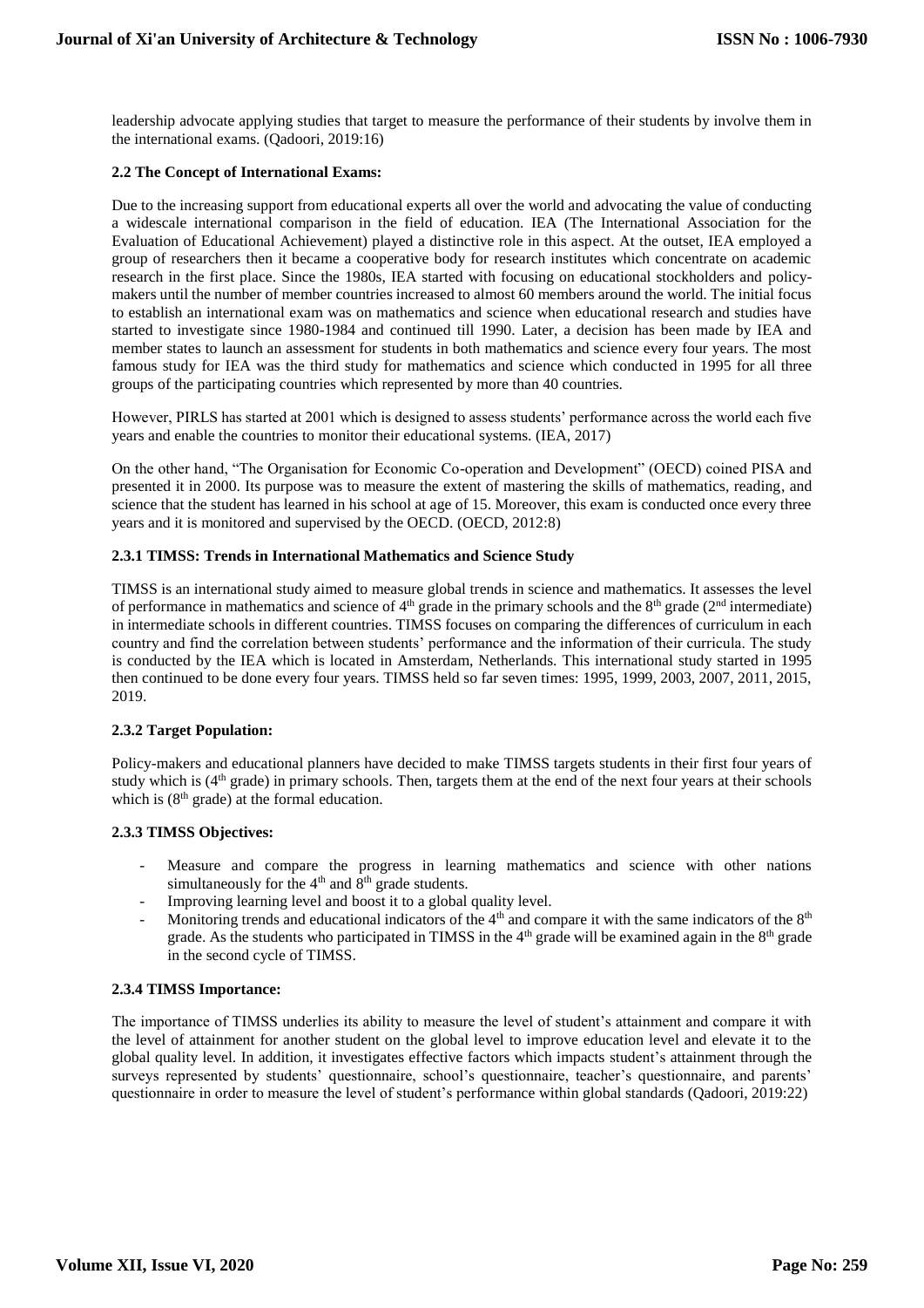leadership advocate applying studies that target to measure the performance of their students by involve them in the international exams. (Qadoori, 2019:16)

### 2.2 The Concept of International Exams:

Due to the increasing support from educational experts all over the world and advocating the value of conducting a widescale international comparison in the field of education. IEA (The International Association for the Evaluation of Educational Achievement) played a distinctive role in this aspect. At the outset, IEA employed a group of researchers then it became a cooperative body for research institutes which concentrate on academic research in the first place. Since the 1980s, IEA started with focusing on educational stockholders and policy-makers until the number of member countries increased to almost 60 members around the world. The initial focus to establish an international exam was on mathematics and science when educational research and studies have started to investigate since 1980-1984 and continued till 1990. Later, a decision has been made by IEA and member states to launch an assessment for students in both mathematics and science every four years. The most famous study for IEA was the third study for mathematics and science which conducted in 1995 for all three groups of the participating countries which represented by more than 40 countries.

However, PIRLS has started at 2001 which is designed to assess students' performance across the world each five years and enable the countries to monitor their educational systems. (IEA, 2017)

On the other hand, "The Organisation for Economic Co-operation and Development" (OECD) coined PISA and presented it in 2000. Its purpose was to measure the extent of mastering the skills of mathematics, reading, and science that the student has learned in his school at age of 15. Moreover, this exam is conducted once every three years and it is monitored and supervised by the OECD. (OECD, 2012:8)

### 2.3.1 TIMSS: Trends in International Mathematics and Science Study

TIMSS is an international study aimed to measure global trends in science and mathematics. It assesses the level of performance in mathematics and science of 4th grade in the primary schools and the 8th grade (2nd intermediate) in intermediate schools in different countries. TIMSS focuses on comparing the differences of curriculum in each country and find the correlation between students' performance and the information of their curricula. The study is conducted by the IEA which is located in Amsterdam, Netherlands. This international study started in 1995 then continued to be done every four years. TIMSS held so far seven times: 1995, 1999, 2003, 2007, 2011, 2015, 2019.

### 2.3.2 Target Population:

Policy-makers and educational planners have decided to make TIMSS targets students in their first four years of study which is (4th grade) in primary schools. Then, targets them at the end of the next four years at their schools which is (8th grade) at the formal education.

### 2.3.3 TIMSS Objectives:

- Measure and compare the progress in learning mathematics and science with other nations simultaneously for the 4th and 8th grade students.
- Improving learning level and boost it to a global quality level.
- Monitoring trends and educational indicators of the 4th and compare it with the same indicators of the 8th grade. As the students who participated in TIMSS in the 4th grade will be examined again in the 8th grade in the second cycle of TIMSS.

### 2.3.4 TIMSS Importance:

The importance of TIMSS underlies its ability to measure the level of student's attainment and compare it with the level of attainment for another student on the global level to improve education level and elevate it to the global quality level. In addition, it investigates effective factors which impacts student's attainment through the surveys represented by students' questionnaire, school's questionnaire, teacher's questionnaire, and parents' questionnaire in order to measure the level of student's performance within global standards (Qadoori, 2019:22)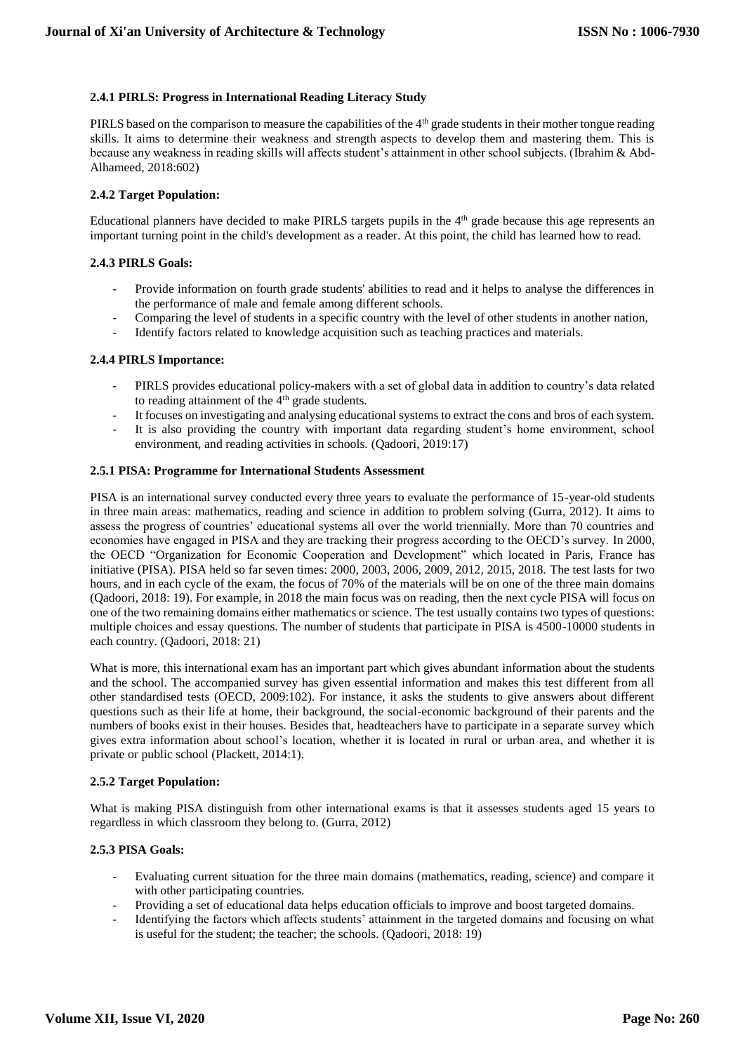#### 2.4.1 PIRLS: Progress in International Reading Literacy Study

PIRLS based on the comparison to measure the capabilities of the 4th grade students in their mother tongue reading skills. It aims to determine their weakness and strength aspects to develop them and mastering them. This is because any weakness in reading skills will affects student's attainment in other school subjects. (Ibrahim & Abd-Alhameed, 2018:602)

#### 2.4.2 Target Population:

Educational planners have decided to make PIRLS targets pupils in the 4th grade because this age represents an important turning point in the child's development as a reader. At this point, the child has learned how to read.

#### 2.4.3 PIRLS Goals:

- Provide information on fourth grade students' abilities to read and it helps to analyse the differences in the performance of male and female among different schools.
- Comparing the level of students in a specific country with the level of other students in another nation,
- Identify factors related to knowledge acquisition such as teaching practices and materials.

#### 2.4.4 PIRLS Importance:

- PIRLS provides educational policy-makers with a set of global data in addition to country's data related to reading attainment of the 4th grade students.
- It focuses on investigating and analysing educational systems to extract the cons and bros of each system.
- It is also providing the country with important data regarding student's home environment, school environment, and reading activities in schools. (Qadoori, 2019:17)

#### 2.5.1 PISA: Programme for International Students Assessment

PISA is an international survey conducted every three years to evaluate the performance of 15-year-old students in three main areas: mathematics, reading and science in addition to problem solving (Gurra, 2012). It aims to assess the progress of countries' educational systems all over the world triennially. More than 70 countries and economies have engaged in PISA and they are tracking their progress according to the OECD's survey. In 2000, the OECD "Organization for Economic Cooperation and Development" which located in Paris, France has initiative (PISA). PISA held so far seven times: 2000, 2003, 2006, 2009, 2012, 2015, 2018. The test lasts for two hours, and in each cycle of the exam, the focus of 70% of the materials will be on one of the three main domains (Qadoori, 2018: 19). For example, in 2018 the main focus was on reading, then the next cycle PISA will focus on one of the two remaining domains either mathematics or science. The test usually contains two types of questions: multiple choices and essay questions. The number of students that participate in PISA is 4500-10000 students in each country. (Qadoori, 2018: 21)

What is more, this international exam has an important part which gives abundant information about the students and the school. The accompanied survey has given essential information and makes this test different from all other standardised tests (OECD, 2009:102). For instance, it asks the students to give answers about different questions such as their life at home, their background, the social-economic background of their parents and the numbers of books exist in their houses. Besides that, headteachers have to participate in a separate survey which gives extra information about school's location, whether it is located in rural or urban area, and whether it is private or public school (Plackett, 2014:1).

#### 2.5.2 Target Population:

What is making PISA distinguish from other international exams is that it assesses students aged 15 years to regardless in which classroom they belong to. (Gurra, 2012)

#### 2.5.3 PISA Goals:

- Evaluating current situation for the three main domains (mathematics, reading, science) and compare it with other participating countries.
- Providing a set of educational data helps education officials to improve and boost targeted domains.
- Identifying the factors which affects students' attainment in the targeted domains and focusing on what is useful for the student; the teacher; the schools. (Qadoori, 2018: 19)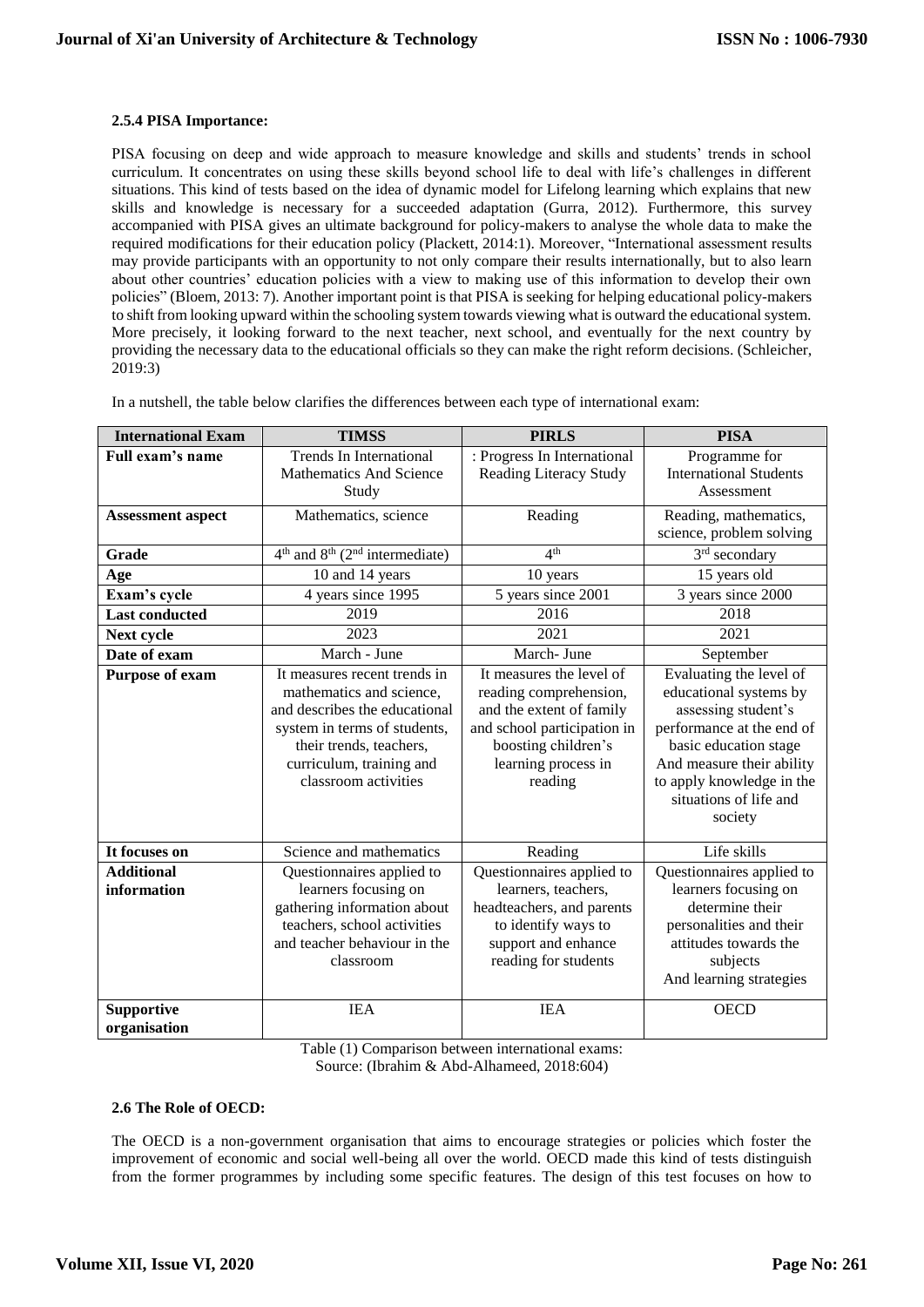### 2.5.4 PISA Importance:

PISA focusing on deep and wide approach to measure knowledge and skills and students' trends in school curriculum. It concentrates on using these skills beyond school life to deal with life's challenges in different situations. This kind of tests based on the idea of dynamic model for Lifelong learning which explains that new skills and knowledge is necessary for a succeeded adaptation (Gurra, 2012). Furthermore, this survey accompanied with PISA gives an ultimate background for policy-makers to analyse the whole data to make the required modifications for their education policy (Plackett, 2014:1). Moreover, "International assessment results may provide participants with an opportunity to not only compare their results internationally, but to also learn about other countries' education policies with a view to making use of this information to develop their own policies" (Bloem, 2013: 7). Another important point is that PISA is seeking for helping educational policy-makers to shift from looking upward within the schooling system towards viewing what is outward the educational system. More precisely, it looking forward to the next teacher, next school, and eventually for the next country by providing the necessary data to the educational officials so they can make the right reform decisions. (Schleicher, 2019:3)

In a nutshell, the table below clarifies the differences between each type of international exam:

| International Exam | TIMSS | PIRLS | PISA |
|---|---|---|---|
| Full exam's name | Trends In International Mathematics And Science Study | : Progress In International Reading Literacy Study | Programme for International Students Assessment |
| Assessment aspect | Mathematics, science | Reading | Reading, mathematics, science, problem solving |
| Grade | 4th and 8th (2nd intermediate) | 4th | 3rd secondary |
| Age | 10 and 14 years | 10 years | 15 years old |
| Exam's cycle | 4 years since 1995 | 5 years since 2001 | 3 years since 2000 |
| Last conducted | 2019 | 2016 | 2018 |
| Next cycle | 2023 | 2021 | 2021 |
| Date of exam | March - June | March- June | September |
| Purpose of exam | It measures recent trends in mathematics and science, and describes the educational system in terms of students, their trends, teachers, curriculum, training and classroom activities | It measures the level of reading comprehension, and the extent of family and school participation in boosting children's learning process in reading | Evaluating the level of educational systems by assessing student's performance at the end of basic education stage And measure their ability to apply knowledge in the situations of life and society |
| It focuses on | Science and mathematics | Reading | Life skills |
| Additional information | Questionnaires applied to learners focusing on gathering information about teachers, school activities and teacher behaviour in the classroom | Questionnaires applied to learners, teachers, headteachers, and parents to identify ways to support and enhance reading for students | Questionnaires applied to learners focusing on determine their personalities and their attitudes towards the subjects And learning strategies |
| Supportive organisation | IEA | IEA | OECD |

Table (1) Comparison between international exams:
Source: (Ibrahim & Abd-Alhameed, 2018:604)

### 2.6 The Role of OECD:

The OECD is a non-government organisation that aims to encourage strategies or policies which foster the improvement of economic and social well-being all over the world. OECD made this kind of tests distinguish from the former programmes by including some specific features. The design of this test focuses on how to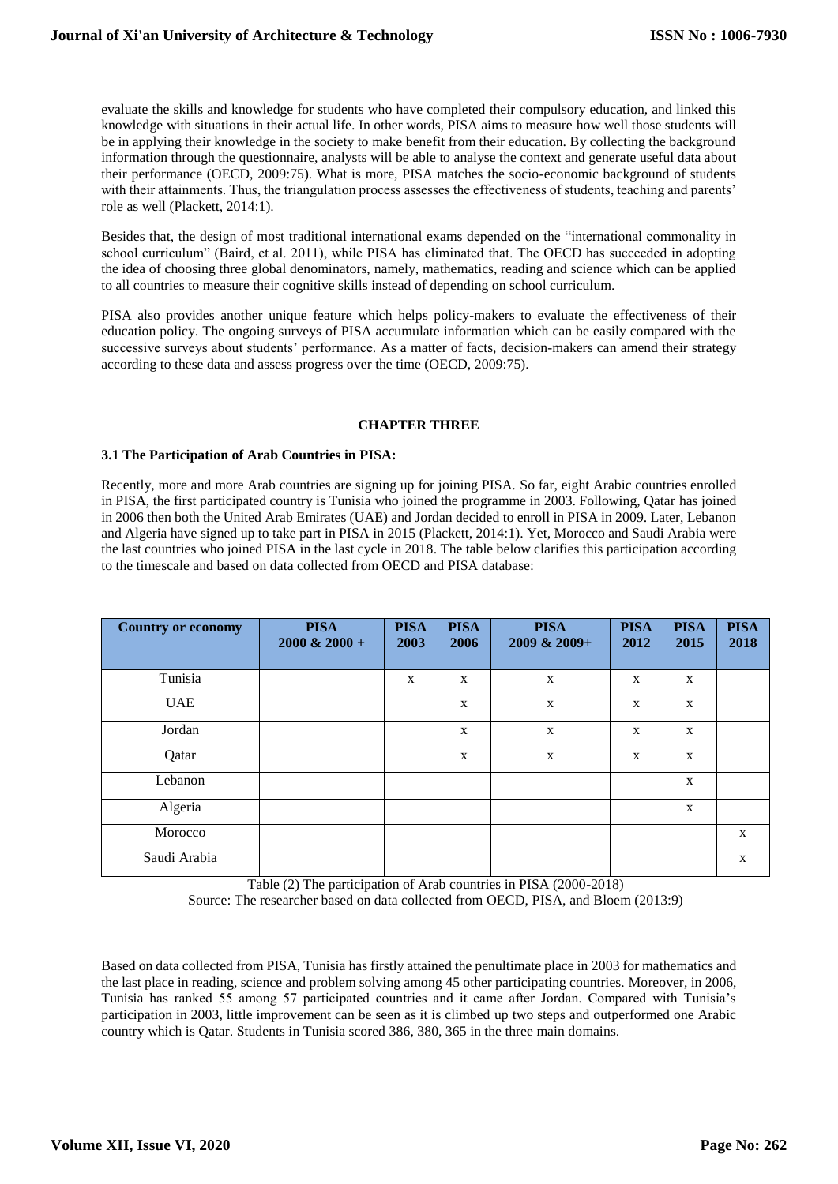evaluate the skills and knowledge for students who have completed their compulsory education, and linked this knowledge with situations in their actual life. In other words, PISA aims to measure how well those students will be in applying their knowledge in the society to make benefit from their education. By collecting the background information through the questionnaire, analysts will be able to analyse the context and generate useful data about their performance (OECD, 2009:75). What is more, PISA matches the socio-economic background of students with their attainments. Thus, the triangulation process assesses the effectiveness of students, teaching and parents' role as well (Plackett, 2014:1).

Besides that, the design of most traditional international exams depended on the "international commonality in school curriculum" (Baird, et al. 2011), while PISA has eliminated that. The OECD has succeeded in adopting the idea of choosing three global denominators, namely, mathematics, reading and science which can be applied to all countries to measure their cognitive skills instead of depending on school curriculum.

PISA also provides another unique feature which helps policy-makers to evaluate the effectiveness of their education policy. The ongoing surveys of PISA accumulate information which can be easily compared with the successive surveys about students' performance. As a matter of facts, decision-makers can amend their strategy according to these data and assess progress over the time (OECD, 2009:75).

## CHAPTER THREE

### 3.1 The Participation of Arab Countries in PISA:

Recently, more and more Arab countries are signing up for joining PISA. So far, eight Arabic countries enrolled in PISA, the first participated country is Tunisia who joined the programme in 2003. Following, Qatar has joined in 2006 then both the United Arab Emirates (UAE) and Jordan decided to enroll in PISA in 2009. Later, Lebanon and Algeria have signed up to take part in PISA in 2015 (Plackett, 2014:1). Yet, Morocco and Saudi Arabia were the last countries who joined PISA in the last cycle in 2018. The table below clarifies this participation according to the timescale and based on data collected from OECD and PISA database:

| Country or economy | PISA 2000 & 2000 + | PISA 2003 | PISA 2006 | PISA 2009 & 2009+ | PISA 2012 | PISA 2015 | PISA 2018 |
|---|---|---|---|---|---|---|---|
| Tunisia | | x | x | x | x | x | |
| UAE | | | x | x | x | x | |
| Jordan | | | x | x | x | x | |
| Qatar | | | x | x | x | x | |
| Lebanon | | | | | | x | |
| Algeria | | | | | | x | |
| Morocco | | | | | | | x |
| Saudi Arabia | | | | | | | x |

Table (2) The participation of Arab countries in PISA (2000-2018)
Source: The researcher based on data collected from OECD, PISA, and Bloem (2013:9)

Based on data collected from PISA, Tunisia has firstly attained the penultimate place in 2003 for mathematics and the last place in reading, science and problem solving among 45 other participating countries. Moreover, in 2006, Tunisia has ranked 55 among 57 participated countries and it came after Jordan. Compared with Tunisia's participation in 2003, little improvement can be seen as it is climbed up two steps and outperformed one Arabic country which is Qatar. Students in Tunisia scored 386, 380, 365 in the three main domains.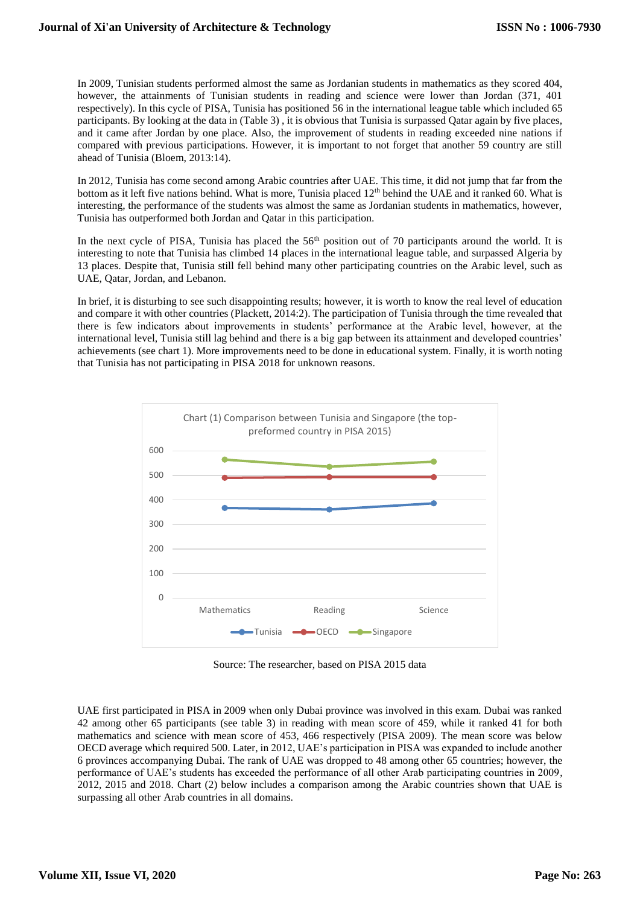In 2009, Tunisian students performed almost the same as Jordanian students in mathematics as they scored 404, however, the attainments of Tunisian students in reading and science were lower than Jordan (371, 401 respectively). In this cycle of PISA, Tunisia has positioned 56 in the international league table which included 65 participants. By looking at the data in (Table 3) , it is obvious that Tunisia is surpassed Qatar again by five places, and it came after Jordan by one place. Also, the improvement of students in reading exceeded nine nations if compared with previous participations. However, it is important to not forget that another 59 country are still ahead of Tunisia (Bloem, 2013:14).

In 2012, Tunisia has come second among Arabic countries after UAE. This time, it did not jump that far from the bottom as it left five nations behind. What is more, Tunisia placed 12th behind the UAE and it ranked 60. What is interesting, the performance of the students was almost the same as Jordanian students in mathematics, however, Tunisia has outperformed both Jordan and Qatar in this participation.

In the next cycle of PISA, Tunisia has placed the 56th position out of 70 participants around the world. It is interesting to note that Tunisia has climbed 14 places in the international league table, and surpassed Algeria by 13 places. Despite that, Tunisia still fell behind many other participating countries on the Arabic level, such as UAE, Qatar, Jordan, and Lebanon.

In brief, it is disturbing to see such disappointing results; however, it is worth to know the real level of education and compare it with other countries (Plackett, 2014:2). The participation of Tunisia through the time revealed that there is few indicators about improvements in students' performance at the Arabic level, however, at the international level, Tunisia still lag behind and there is a big gap between its attainment and developed countries' achievements (see chart 1). More improvements need to be done in educational system. Finally, it is worth noting that Tunisia has not participating in PISA 2018 for unknown reasons.

Chart (1) Comparison between Tunisia and Singapore (the top-preformed country in PISA 2015)

Source: The researcher, based on PISA 2015 data

UAE first participated in PISA in 2009 when only Dubai province was involved in this exam. Dubai was ranked 42 among other 65 participants (see table 3) in reading with mean score of 459, while it ranked 41 for both mathematics and science with mean score of 453, 466 respectively (PISA 2009). The mean score was below OECD average which required 500. Later, in 2012, UAE's participation in PISA was expanded to include another 6 provinces accompanying Dubai. The rank of UAE was dropped to 48 among other 65 countries; however, the performance of UAE's students has exceeded the performance of all other Arab participating countries in 2009, 2012, 2015 and 2018. Chart (2) below includes a comparison among the Arabic countries shown that UAE is surpassing all other Arab countries in all domains.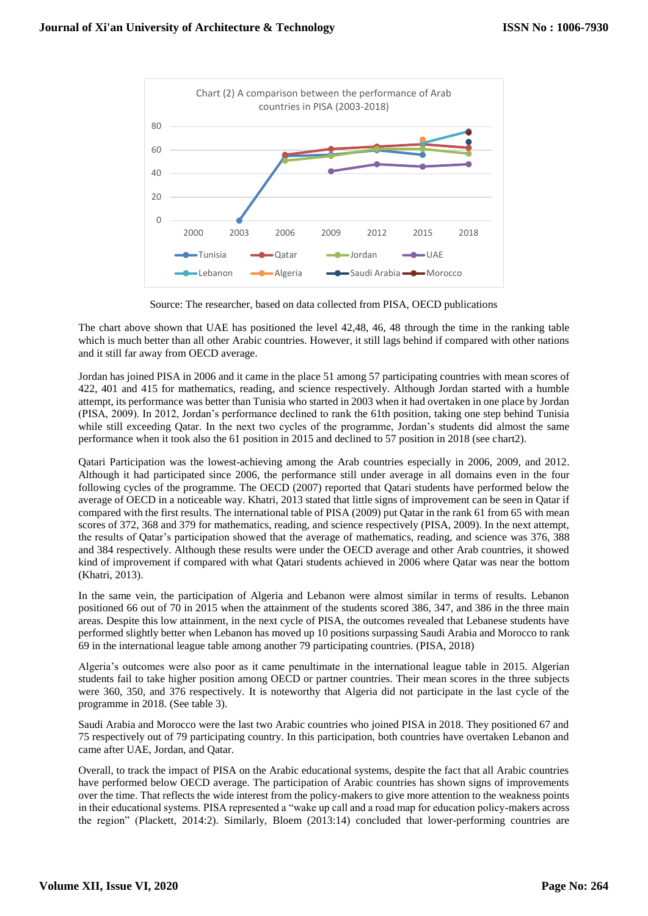Chart (2) A comparison between the performance of Arab countries in PISA (2003-2018)

Source: The researcher, based on data collected from PISA, OECD publications

The chart above shown that UAE has positioned the level 42,48, 46, 48 through the time in the ranking table which is much better than all other Arabic countries. However, it still lags behind if compared with other nations and it still far away from OECD average.

Jordan has joined PISA in 2006 and it came in the place 51 among 57 participating countries with mean scores of 422, 401 and 415 for mathematics, reading, and science respectively. Although Jordan started with a humble attempt, its performance was better than Tunisia who started in 2003 when it had overtaken in one place by Jordan (PISA, 2009). In 2012, Jordan's performance declined to rank the 61th position, taking one step behind Tunisia while still exceeding Qatar. In the next two cycles of the programme, Jordan's students did almost the same performance when it took also the 61 position in 2015 and declined to 57 position in 2018 (see chart2).

Qatari Participation was the lowest-achieving among the Arab countries especially in 2006, 2009, and 2012. Although it had participated since 2006, the performance still under average in all domains even in the four following cycles of the programme. The OECD (2007) reported that Qatari students have performed below the average of OECD in a noticeable way. Khatri, 2013 stated that little signs of improvement can be seen in Qatar if compared with the first results. The international table of PISA (2009) put Qatar in the rank 61 from 65 with mean scores of 372, 368 and 379 for mathematics, reading, and science respectively (PISA, 2009). In the next attempt, the results of Qatar's participation showed that the average of mathematics, reading, and science was 376, 388 and 384 respectively. Although these results were under the OECD average and other Arab countries, it showed kind of improvement if compared with what Qatari students achieved in 2006 where Qatar was near the bottom (Khatri, 2013).

In the same vein, the participation of Algeria and Lebanon were almost similar in terms of results. Lebanon positioned 66 out of 70 in 2015 when the attainment of the students scored 386, 347, and 386 in the three main areas. Despite this low attainment, in the next cycle of PISA, the outcomes revealed that Lebanese students have performed slightly better when Lebanon has moved up 10 positions surpassing Saudi Arabia and Morocco to rank 69 in the international league table among another 79 participating countries. (PISA, 2018)

Algeria's outcomes were also poor as it came penultimate in the international league table in 2015. Algerian students fail to take higher position among OECD or partner countries. Their mean scores in the three subjects were 360, 350, and 376 respectively. It is noteworthy that Algeria did not participate in the last cycle of the programme in 2018. (See table 3).

Saudi Arabia and Morocco were the last two Arabic countries who joined PISA in 2018. They positioned 67 and 75 respectively out of 79 participating country. In this participation, both countries have overtaken Lebanon and came after UAE, Jordan, and Qatar.

Overall, to track the impact of PISA on the Arabic educational systems, despite the fact that all Arabic countries have performed below OECD average. The participation of Arabic countries has shown signs of improvements over the time. That reflects the wide interest from the policy-makers to give more attention to the weakness points in their educational systems. PISA represented a "wake up call and a road map for education policy-makers across the region" (Plackett, 2014:2). Similarly, Bloem (2013:14) concluded that lower-performing countries are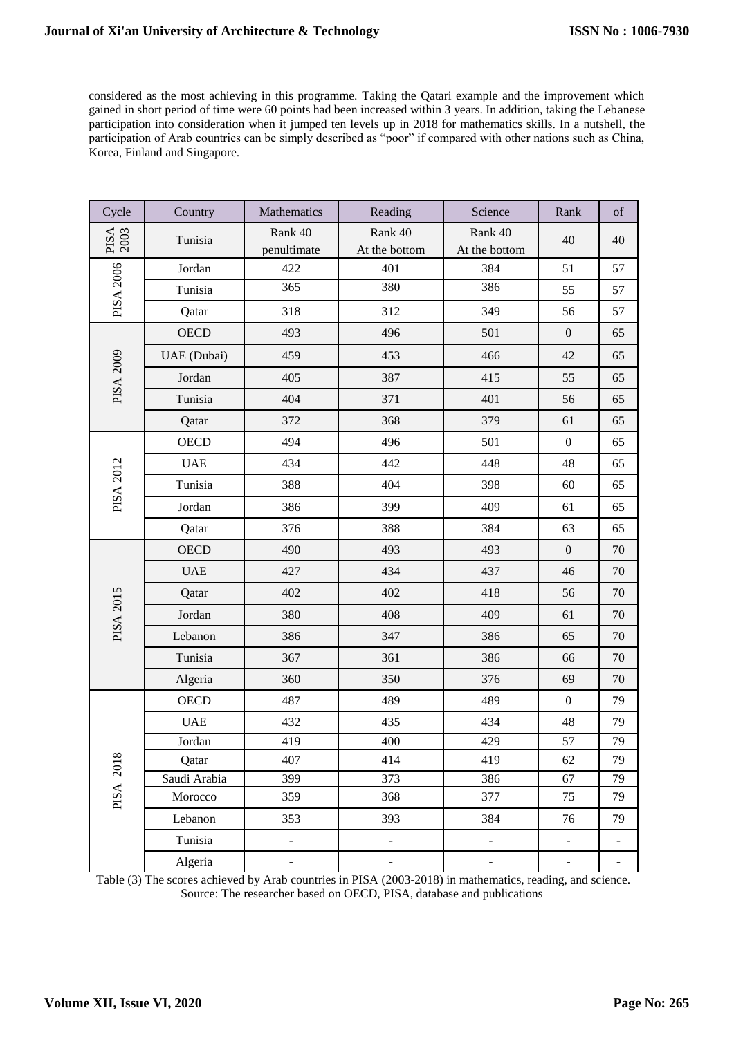considered as the most achieving in this programme. Taking the Qatari example and the improvement which gained in short period of time were 60 points had been increased within 3 years. In addition, taking the Lebanese participation into consideration when it jumped ten levels up in 2018 for mathematics skills. In a nutshell, the participation of Arab countries can be simply described as "poor" if compared with other nations such as China, Korea, Finland and Singapore.

| Cycle | Country | Mathematics | Reading | Science | Rank | of |
|---|---|---|---|---|---|---|
| PISA 2003 | Tunisia | Rank 40 penultimate | Rank 40 At the bottom | Rank 40 At the bottom | 40 | 40 |
| PISA 2006 | Jordan | 422 | 401 | 384 | 51 | 57 |
| | Tunisia | 365 | 380 | 386 | 55 | 57 |
| | Qatar | 318 | 312 | 349 | 56 | 57 |
| PISA 2009 | OECD | 493 | 496 | 501 | 0 | 65 |
| | UAE (Dubai) | 459 | 453 | 466 | 42 | 65 |
| | Jordan | 405 | 387 | 415 | 55 | 65 |
| | Tunisia | 404 | 371 | 401 | 56 | 65 |
| | Qatar | 372 | 368 | 379 | 61 | 65 |
| PISA 2012 | OECD | 494 | 496 | 501 | 0 | 65 |
| | UAE | 434 | 442 | 448 | 48 | 65 |
| | Tunisia | 388 | 404 | 398 | 60 | 65 |
| | Jordan | 386 | 399 | 409 | 61 | 65 |
| | Qatar | 376 | 388 | 384 | 63 | 65 |
| PISA 2015 | OECD | 490 | 493 | 493 | 0 | 70 |
| | UAE | 427 | 434 | 437 | 46 | 70 |
| | Qatar | 402 | 402 | 418 | 56 | 70 |
| | Jordan | 380 | 408 | 409 | 61 | 70 |
| | Lebanon | 386 | 347 | 386 | 65 | 70 |
| | Tunisia | 367 | 361 | 386 | 66 | 70 |
| | Algeria | 360 | 350 | 376 | 69 | 70 |
| PISA 2018 | OECD | 487 | 489 | 489 | 0 | 79 |
| | UAE | 432 | 435 | 434 | 48 | 79 |
| | Jordan | 419 | 400 | 429 | 57 | 79 |
| | Qatar | 407 | 414 | 419 | 62 | 79 |
| | Saudi Arabia | 399 | 373 | 386 | 67 | 79 |
| | Morocco | 359 | 368 | 377 | 75 | 79 |
| | Lebanon | 353 | 393 | 384 | 76 | 79 |
| | Tunisia | - | - | - | - | - |
| | Algeria | - | - | - | - | - |

Table (3) The scores achieved by Arab countries in PISA (2003-2018) in mathematics, reading, and science.
Source: The researcher based on OECD, PISA, database and publications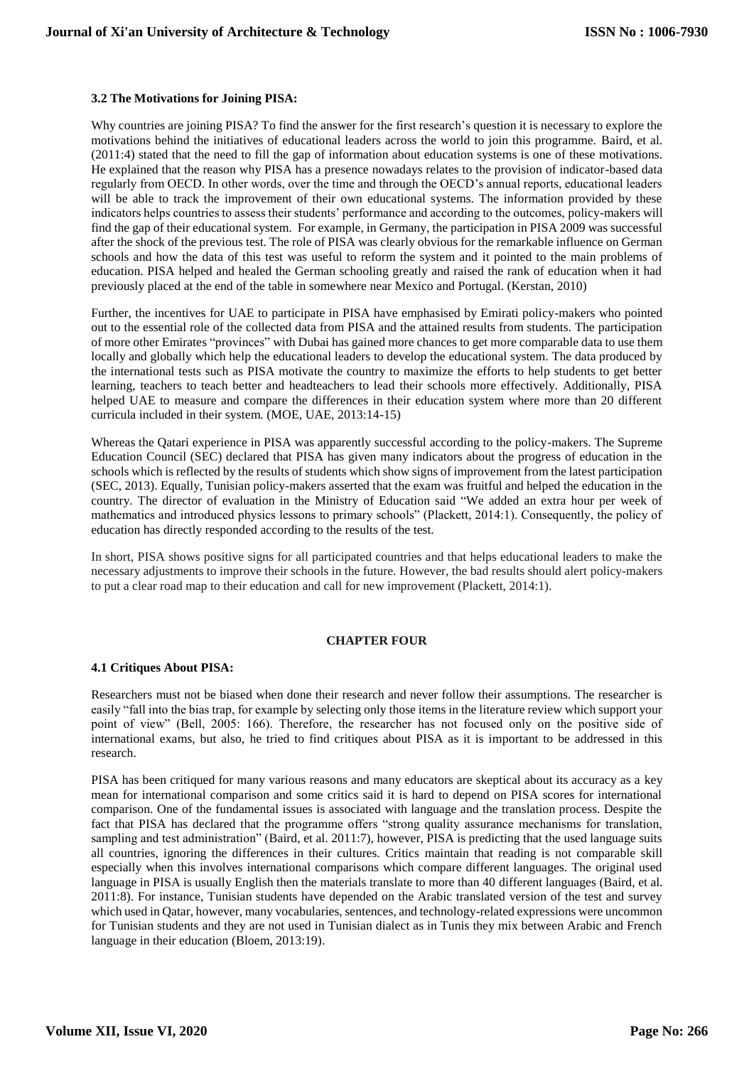### 3.2 The Motivations for Joining PISA:

Why countries are joining PISA? To find the answer for the first research's question it is necessary to explore the motivations behind the initiatives of educational leaders across the world to join this programme. Baird, et al. (2011:4) stated that the need to fill the gap of information about education systems is one of these motivations. He explained that the reason why PISA has a presence nowadays relates to the provision of indicator-based data regularly from OECD. In other words, over the time and through the OECD's annual reports, educational leaders will be able to track the improvement of their own educational systems. The information provided by these indicators helps countries to assess their students' performance and according to the outcomes, policy-makers will find the gap of their educational system. For example, in Germany, the participation in PISA 2009 was successful after the shock of the previous test. The role of PISA was clearly obvious for the remarkable influence on German schools and how the data of this test was useful to reform the system and it pointed to the main problems of education. PISA helped and healed the German schooling greatly and raised the rank of education when it had previously placed at the end of the table in somewhere near Mexico and Portugal. (Kerstan, 2010)

Further, the incentives for UAE to participate in PISA have emphasised by Emirati policy-makers who pointed out to the essential role of the collected data from PISA and the attained results from students. The participation of more other Emirates "provinces" with Dubai has gained more chances to get more comparable data to use them locally and globally which help the educational leaders to develop the educational system. The data produced by the international tests such as PISA motivate the country to maximize the efforts to help students to get better learning, teachers to teach better and headteachers to lead their schools more effectively. Additionally, PISA helped UAE to measure and compare the differences in their education system where more than 20 different curricula included in their system. (MOE, UAE, 2013:14-15)

Whereas the Qatari experience in PISA was apparently successful according to the policy-makers. The Supreme Education Council (SEC) declared that PISA has given many indicators about the progress of education in the schools which is reflected by the results of students which show signs of improvement from the latest participation (SEC, 2013). Equally, Tunisian policy-makers asserted that the exam was fruitful and helped the education in the country. The director of evaluation in the Ministry of Education said "We added an extra hour per week of mathematics and introduced physics lessons to primary schools" (Plackett, 2014:1). Consequently, the policy of education has directly responded according to the results of the test.

In short, PISA shows positive signs for all participated countries and that helps educational leaders to make the necessary adjustments to improve their schools in the future. However, the bad results should alert policy-makers to put a clear road map to their education and call for new improvement (Plackett, 2014:1).

## CHAPTER FOUR

### 4.1 Critiques About PISA:

Researchers must not be biased when done their research and never follow their assumptions. The researcher is easily "fall into the bias trap, for example by selecting only those items in the literature review which support your point of view" (Bell, 2005: 166). Therefore, the researcher has not focused only on the positive side of international exams, but also, he tried to find critiques about PISA as it is important to be addressed in this research.

PISA has been critiqued for many various reasons and many educators are skeptical about its accuracy as a key mean for international comparison and some critics said it is hard to depend on PISA scores for international comparison. One of the fundamental issues is associated with language and the translation process. Despite the fact that PISA has declared that the programme offers "strong quality assurance mechanisms for translation, sampling and test administration" (Baird, et al. 2011:7), however, PISA is predicting that the used language suits all countries, ignoring the differences in their cultures. Critics maintain that reading is not comparable skill especially when this involves international comparisons which compare different languages. The original used language in PISA is usually English then the materials translate to more than 40 different languages (Baird, et al. 2011:8). For instance, Tunisian students have depended on the Arabic translated version of the test and survey which used in Qatar, however, many vocabularies, sentences, and technology-related expressions were uncommon for Tunisian students and they are not used in Tunisian dialect as in Tunis they mix between Arabic and French language in their education (Bloem, 2013:19).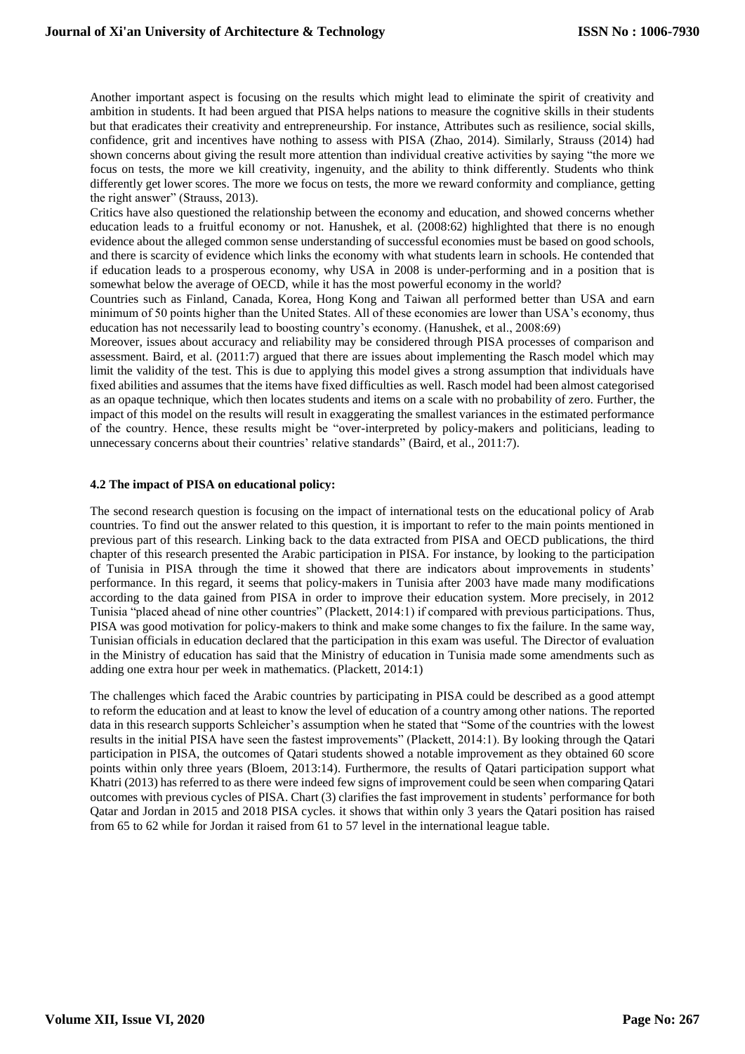Another important aspect is focusing on the results which might lead to eliminate the spirit of creativity and ambition in students. It had been argued that PISA helps nations to measure the cognitive skills in their students but that eradicates their creativity and entrepreneurship. For instance, Attributes such as resilience, social skills, confidence, grit and incentives have nothing to assess with PISA (Zhao, 2014). Similarly, Strauss (2014) had shown concerns about giving the result more attention than individual creative activities by saying "the more we focus on tests, the more we kill creativity, ingenuity, and the ability to think differently. Students who think differently get lower scores. The more we focus on tests, the more we reward conformity and compliance, getting the right answer" (Strauss, 2013).

Critics have also questioned the relationship between the economy and education, and showed concerns whether education leads to a fruitful economy or not. Hanushek, et al. (2008:62) highlighted that there is no enough evidence about the alleged common sense understanding of successful economies must be based on good schools, and there is scarcity of evidence which links the economy with what students learn in schools. He contended that if education leads to a prosperous economy, why USA in 2008 is under-performing and in a position that is somewhat below the average of OECD, while it has the most powerful economy in the world?

Countries such as Finland, Canada, Korea, Hong Kong and Taiwan all performed better than USA and earn minimum of 50 points higher than the United States. All of these economies are lower than USA's economy, thus education has not necessarily lead to boosting country's economy. (Hanushek, et al., 2008:69)

Moreover, issues about accuracy and reliability may be considered through PISA processes of comparison and assessment. Baird, et al. (2011:7) argued that there are issues about implementing the Rasch model which may limit the validity of the test. This is due to applying this model gives a strong assumption that individuals have fixed abilities and assumes that the items have fixed difficulties as well. Rasch model had been almost categorised as an opaque technique, which then locates students and items on a scale with no probability of zero. Further, the impact of this model on the results will result in exaggerating the smallest variances in the estimated performance of the country. Hence, these results might be "over-interpreted by policy-makers and politicians, leading to unnecessary concerns about their countries' relative standards" (Baird, et al., 2011:7).

### 4.2 The impact of PISA on educational policy:

The second research question is focusing on the impact of international tests on the educational policy of Arab countries. To find out the answer related to this question, it is important to refer to the main points mentioned in previous part of this research. Linking back to the data extracted from PISA and OECD publications, the third chapter of this research presented the Arabic participation in PISA. For instance, by looking to the participation of Tunisia in PISA through the time it showed that there are indicators about improvements in students' performance. In this regard, it seems that policy-makers in Tunisia after 2003 have made many modifications according to the data gained from PISA in order to improve their education system. More precisely, in 2012 Tunisia "placed ahead of nine other countries" (Plackett, 2014:1) if compared with previous participations. Thus, PISA was good motivation for policy-makers to think and make some changes to fix the failure. In the same way, Tunisian officials in education declared that the participation in this exam was useful. The Director of evaluation in the Ministry of education has said that the Ministry of education in Tunisia made some amendments such as adding one extra hour per week in mathematics. (Plackett, 2014:1)

The challenges which faced the Arabic countries by participating in PISA could be described as a good attempt to reform the education and at least to know the level of education of a country among other nations. The reported data in this research supports Schleicher's assumption when he stated that "Some of the countries with the lowest results in the initial PISA have seen the fastest improvements" (Plackett, 2014:1). By looking through the Qatari participation in PISA, the outcomes of Qatari students showed a notable improvement as they obtained 60 score points within only three years (Bloem, 2013:14). Furthermore, the results of Qatari participation support what Khatri (2013) has referred to as there were indeed few signs of improvement could be seen when comparing Qatari outcomes with previous cycles of PISA. Chart (3) clarifies the fast improvement in students' performance for both Qatar and Jordan in 2015 and 2018 PISA cycles. it shows that within only 3 years the Qatari position has raised from 65 to 62 while for Jordan it raised from 61 to 57 level in the international league table.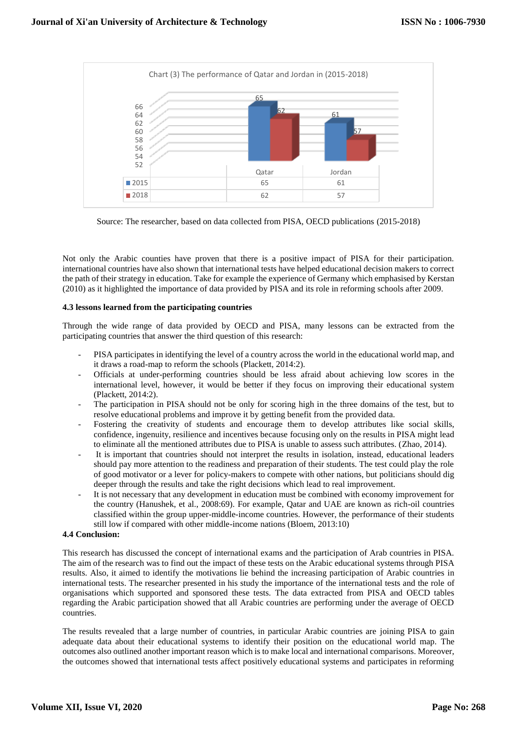Chart (3) The performance of Qatar and Jordan in (2015-2018)

| | Qatar | Jordan |
|---|---|---|
| 2015 | 65 | 61 |
| 2018 | 62 | 57 |

Source: The researcher, based on data collected from PISA, OECD publications (2015-2018)

Not only the Arabic counties have proven that there is a positive impact of PISA for their participation. international countries have also shown that international tests have helped educational decision makers to correct the path of their strategy in education. Take for example the experience of Germany which emphasised by Kerstan (2010) as it highlighted the importance of data provided by PISA and its role in reforming schools after 2009.

**4.3 lessons learned from the participating countries**

Through the wide range of data provided by OECD and PISA, many lessons can be extracted from the participating countries that answer the third question of this research:

- PISA participates in identifying the level of a country across the world in the educational world map, and it draws a road-map to reform the schools (Plackett, 2014:2).
- Officials at under-performing countries should be less afraid about achieving low scores in the international level, however, it would be better if they focus on improving their educational system (Plackett, 2014:2).
- The participation in PISA should not be only for scoring high in the three domains of the test, but to resolve educational problems and improve it by getting benefit from the provided data.
- Fostering the creativity of students and encourage them to develop attributes like social skills, confidence, ingenuity, resilience and incentives because focusing only on the results in PISA might lead to eliminate all the mentioned attributes due to PISA is unable to assess such attributes. (Zhao, 2014).
- It is important that countries should not interpret the results in isolation, instead, educational leaders should pay more attention to the readiness and preparation of their students. The test could play the role of good motivator or a lever for policy-makers to compete with other nations, but politicians should dig deeper through the results and take the right decisions which lead to real improvement.
- It is not necessary that any development in education must be combined with economy improvement for the country (Hanushek, et al., 2008:69). For example, Qatar and UAE are known as rich-oil countries classified within the group upper-middle-income countries. However, the performance of their students still low if compared with other middle-income nations (Bloem, 2013:10)

**4.4 Conclusion:**

This research has discussed the concept of international exams and the participation of Arab countries in PISA. The aim of the research was to find out the impact of these tests on the Arabic educational systems through PISA results. Also, it aimed to identify the motivations lie behind the increasing participation of Arabic countries in international tests. The researcher presented in his study the importance of the international tests and the role of organisations which supported and sponsored these tests. The data extracted from PISA and OECD tables regarding the Arabic participation showed that all Arabic countries are performing under the average of OECD countries.

The results revealed that a large number of countries, in particular Arabic countries are joining PISA to gain adequate data about their educational systems to identify their position on the educational world map. The outcomes also outlined another important reason which is to make local and international comparisons. Moreover, the outcomes showed that international tests affect positively educational systems and participates in reforming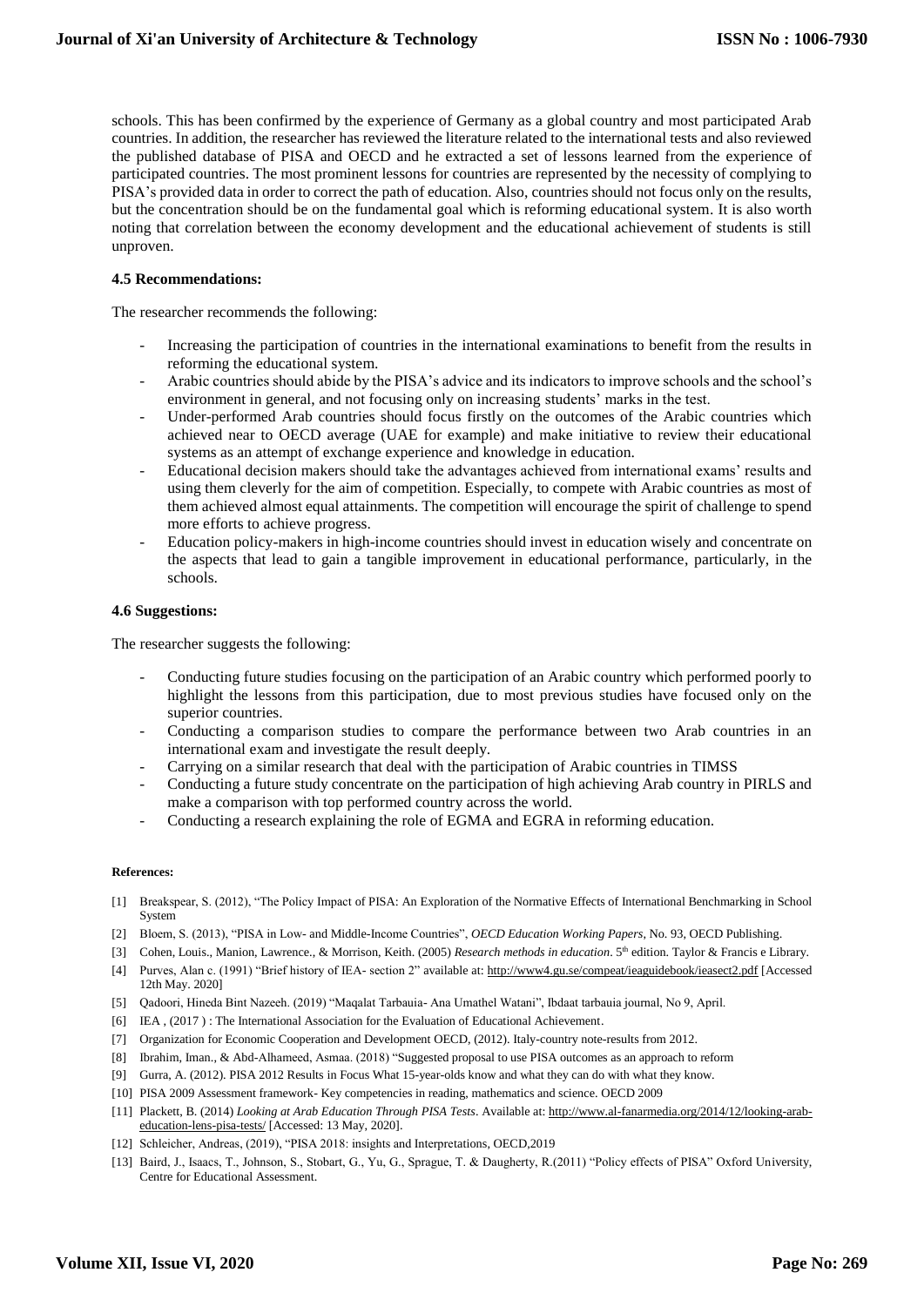schools. This has been confirmed by the experience of Germany as a global country and most participated Arab countries. In addition, the researcher has reviewed the literature related to the international tests and also reviewed the published database of PISA and OECD and he extracted a set of lessons learned from the experience of participated countries. The most prominent lessons for countries are represented by the necessity of complying to PISA's provided data in order to correct the path of education. Also, countries should not focus only on the results, but the concentration should be on the fundamental goal which is reforming educational system. It is also worth noting that correlation between the economy development and the educational achievement of students is still unproven.

### 4.5 Recommendations:

The researcher recommends the following:

- Increasing the participation of countries in the international examinations to benefit from the results in reforming the educational system.
- Arabic countries should abide by the PISA's advice and its indicators to improve schools and the school's environment in general, and not focusing only on increasing students' marks in the test.
- Under-performed Arab countries should focus firstly on the outcomes of the Arabic countries which achieved near to OECD average (UAE for example) and make initiative to review their educational systems as an attempt of exchange experience and knowledge in education.
- Educational decision makers should take the advantages achieved from international exams' results and using them cleverly for the aim of competition. Especially, to compete with Arabic countries as most of them achieved almost equal attainments. The competition will encourage the spirit of challenge to spend more efforts to achieve progress.
- Education policy-makers in high-income countries should invest in education wisely and concentrate on the aspects that lead to gain a tangible improvement in educational performance, particularly, in the schools.

### 4.6 Suggestions:

The researcher suggests the following:

- Conducting future studies focusing on the participation of an Arabic country which performed poorly to highlight the lessons from this participation, due to most previous studies have focused only on the superior countries.
- Conducting a comparison studies to compare the performance between two Arab countries in an international exam and investigate the result deeply.
- Carrying on a similar research that deal with the participation of Arabic countries in TIMSS
- Conducting a future study concentrate on the participation of high achieving Arab country in PIRLS and make a comparison with top performed country across the world.
- Conducting a research explaining the role of EGMA and EGRA in reforming education.

#### References:

[1] Breakspear, S. (2012), "The Policy Impact of PISA: An Exploration of the Normative Effects of International Benchmarking in School System

[2] Bloem, S. (2013), "PISA in Low- and Middle-Income Countries", *OECD Education Working Papers*, No. 93, OECD Publishing.

[3] Cohen, Louis., Manion, Lawrence., & Morrison, Keith. (2005) *Research methods in education*. 5th edition. Taylor & Francis e Library.

[4] Purves, Alan c. (1991) "Brief history of IEA- section 2" available at: http://www4.gu.se/compeat/ieaguidebook/ieasect2.pdf [Accessed 12th May. 2020]

[5] Qadoori, Hineda Bint Nazeeh. (2019) "Maqalat Tarbauia- Ana Umathel Watani", Ibdaat tarbauia journal, No 9, April.

[6] IEA , (2017 ) : The International Association for the Evaluation of Educational Achievement.

[7] Organization for Economic Cooperation and Development OECD, (2012). Italy-country note-results from 2012.

[8] Ibrahim, Iman., & Abd-Alhameed, Asmaa. (2018) "Suggested proposal to use PISA outcomes as an approach to reform

[9] Gurra, A. (2012). PISA 2012 Results in Focus What 15-year-olds know and what they can do with what they know.

[10] PISA 2009 Assessment framework- Key competencies in reading, mathematics and science. OECD 2009

[11] Plackett, B. (2014) *Looking at Arab Education Through PISA Tests*. Available at: http://www.al-fanarmedia.org/2014/12/looking-arab-education-lens-pisa-tests/ [Accessed: 13 May, 2020].

[12] Schleicher, Andreas, (2019), "PISA 2018: insights and Interpretations, OECD,2019

[13] Baird, J., Isaacs, T., Johnson, S., Stobart, G., Yu, G., Sprague, T. & Daugherty, R.(2011) "Policy effects of PISA" Oxford University, Centre for Educational Assessment.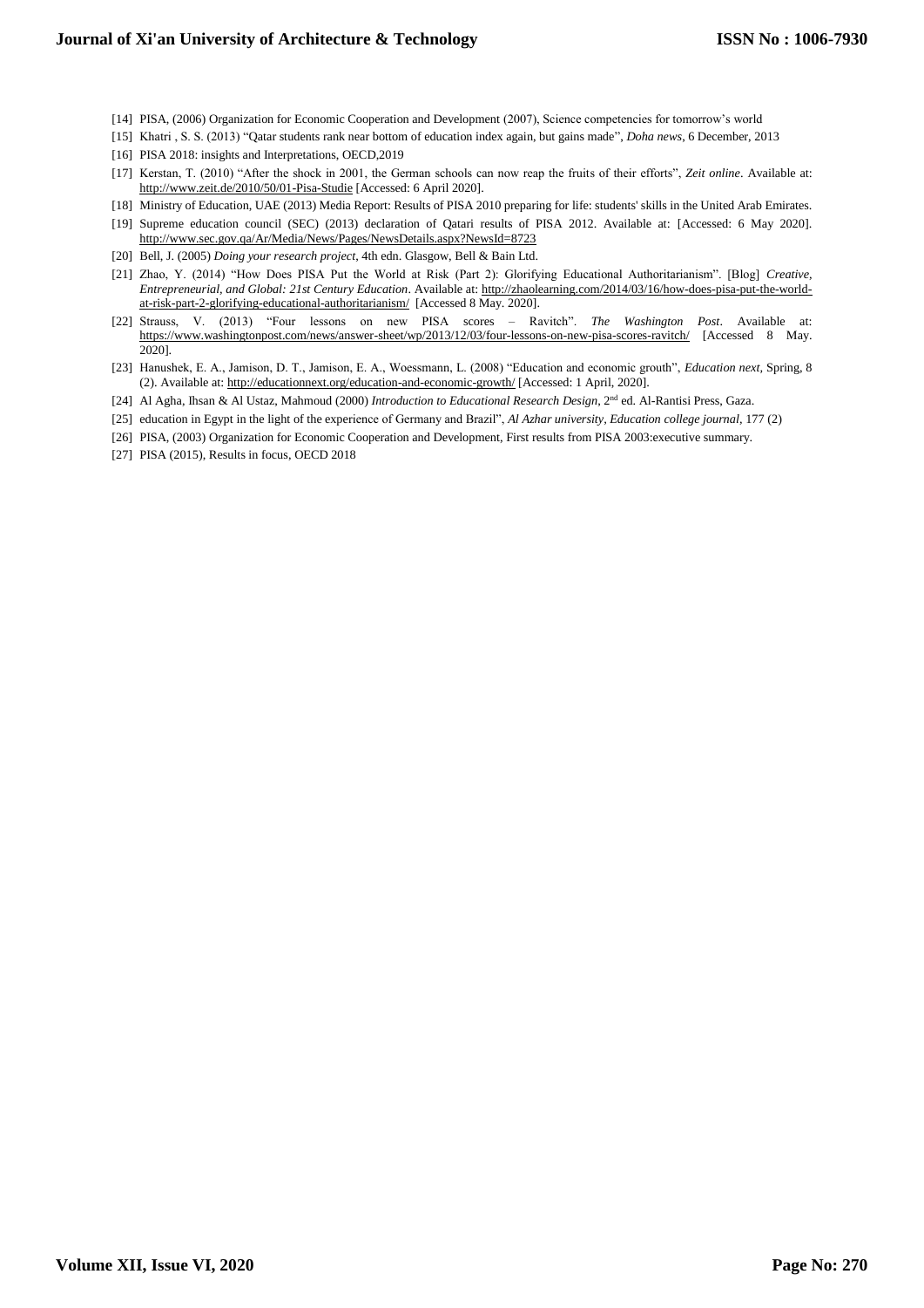[14] PISA, (2006) Organization for Economic Cooperation and Development (2007), Science competencies for tomorrow's world

[15] Khatri , S. S. (2013) "Qatar students rank near bottom of education index again, but gains made", *Doha news*, 6 December, 2013

[16] PISA 2018: insights and Interpretations, OECD,2019

[17] Kerstan, T. (2010) "After the shock in 2001, the German schools can now reap the fruits of their efforts", *Zeit online*. Available at: http://www.zeit.de/2010/50/01-Pisa-Studie [Accessed: 6 April 2020].

[18] Ministry of Education, UAE (2013) Media Report: Results of PISA 2010 preparing for life: students' skills in the United Arab Emirates.

[19] Supreme education council (SEC) (2013) declaration of Qatari results of PISA 2012. Available at: [Accessed: 6 May 2020]. http://www.sec.gov.qa/Ar/Media/News/Pages/NewsDetails.aspx?NewsId=8723

[20] Bell, J. (2005) *Doing your research project*, 4th edn. Glasgow, Bell & Bain Ltd.

[21] Zhao, Y. (2014) "How Does PISA Put the World at Risk (Part 2): Glorifying Educational Authoritarianism". [Blog] *Creative, Entrepreneurial, and Global: 21st Century Education*. Available at: http://zhaolearning.com/2014/03/16/how-does-pisa-put-the-world-at-risk-part-2-glorifying-educational-authoritarianism/ [Accessed 8 May. 2020].

[22] Strauss, V. (2013) "Four lessons on new PISA scores – Ravitch". *The Washington Post*. Available at: https://www.washingtonpost.com/news/answer-sheet/wp/2013/12/03/four-lessons-on-new-pisa-scores-ravitch/ [Accessed 8 May. 2020].

[23] Hanushek, E. A., Jamison, D. T., Jamison, E. A., Woessmann, L. (2008) "Education and economic grouth", *Education next*, Spring, 8 (2). Available at: http://educationnext.org/education-and-economic-growth/ [Accessed: 1 April, 2020].

[24] Al Agha, Ihsan & Al Ustaz, Mahmoud (2000) *Introduction to Educational Research Design*, 2nd ed. Al-Rantisi Press, Gaza.

[25] education in Egypt in the light of the experience of Germany and Brazil", *Al Azhar university, Education college journal*, 177 (2)

[26] PISA, (2003) Organization for Economic Cooperation and Development, First results from PISA 2003:executive summary.

[27] PISA (2015), Results in focus, OECD 2018